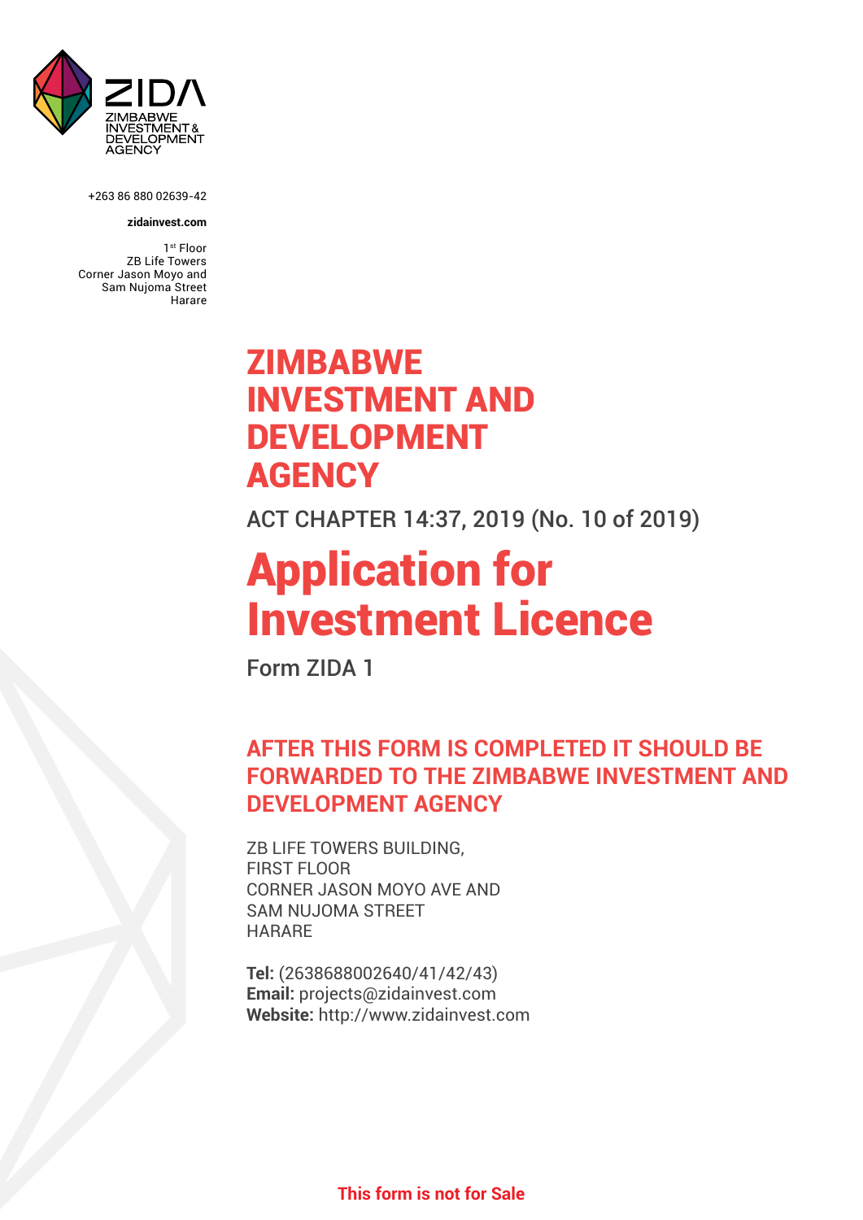ZIMBABWE INVESTMENT & DEVELOPMENT AGENCY

+263 86 880 02639-42

**zidainvest.com**

1st Floor
ZB Life Towers
Corner Jason Moyo and
Sam Nujoma Street
Harare

# ZIMBABWE INVESTMENT AND DEVELOPMENT AGENCY

ACT CHAPTER 14:37, 2019 (No. 10 of 2019)

# Application for Investment Licence

Form ZIDA 1

## AFTER THIS FORM IS COMPLETED IT SHOULD BE FORWARDED TO THE ZIMBABWE INVESTMENT AND DEVELOPMENT AGENCY

ZB LIFE TOWERS BUILDING,
FIRST FLOOR
CORNER JASON MOYO AVE AND
SAM NUJOMA STREET
HARARE

**Tel:** (2638688002640/41/42/43)
**Email:** projects@zidainvest.com
**Website:** http://www.zidainvest.com

**This form is not for Sale**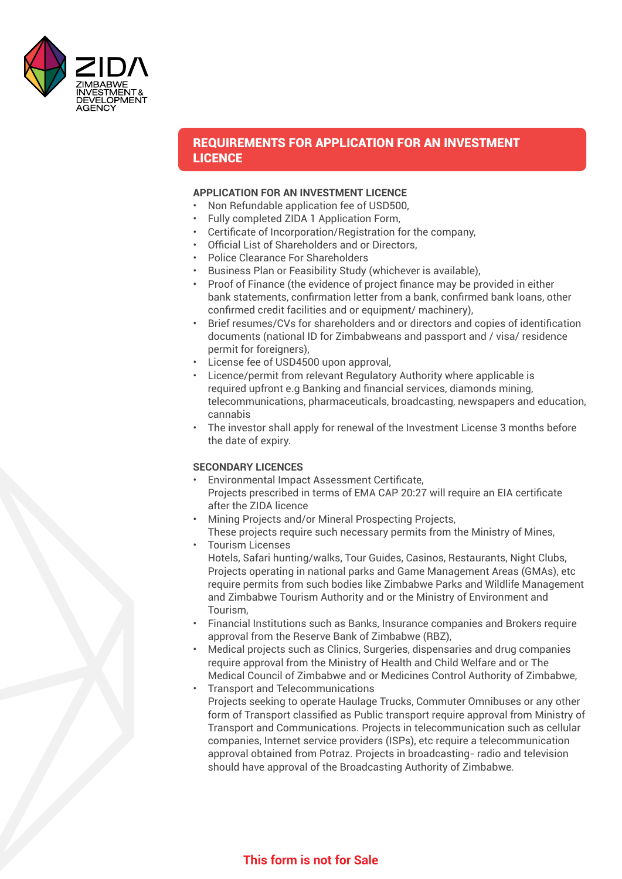## REQUIREMENTS FOR APPLICATION FOR AN INVESTMENT LICENCE

### APPLICATION FOR AN INVESTMENT LICENCE

- Non Refundable application fee of USD500,
- Fully completed ZIDA 1 Application Form,
- Certificate of Incorporation/Registration for the company,
- Official List of Shareholders and or Directors,
- Police Clearance For Shareholders
- Business Plan or Feasibility Study (whichever is available),
- Proof of Finance (the evidence of project finance may be provided in either bank statements, confirmation letter from a bank, confirmed bank loans, other confirmed credit facilities and or equipment/ machinery),
- Brief resumes/CVs for shareholders and or directors and copies of identification documents (national ID for Zimbabweans and passport and / visa/ residence permit for foreigners),
- License fee of USD4500 upon approval,
- Licence/permit from relevant Regulatory Authority where applicable is required upfront e.g Banking and financial services, diamonds mining, telecommunications, pharmaceuticals, broadcasting, newspapers and education, cannabis
- The investor shall apply for renewal of the Investment License 3 months before the date of expiry.

### SECONDARY LICENCES

- Environmental Impact Assessment Certificate,
  Projects prescribed in terms of EMA CAP 20:27 will require an EIA certificate after the ZIDA licence
- Mining Projects and/or Mineral Prospecting Projects,
  These projects require such necessary permits from the Ministry of Mines,
- Tourism Licenses
  Hotels, Safari hunting/walks, Tour Guides, Casinos, Restaurants, Night Clubs, Projects operating in national parks and Game Management Areas (GMAs), etc require permits from such bodies like Zimbabwe Parks and Wildlife Management and Zimbabwe Tourism Authority and or the Ministry of Environment and Tourism,
- Financial Institutions such as Banks, Insurance companies and Brokers require approval from the Reserve Bank of Zimbabwe (RBZ),
- Medical projects such as Clinics, Surgeries, dispensaries and drug companies require approval from the Ministry of Health and Child Welfare and or The Medical Council of Zimbabwe and or Medicines Control Authority of Zimbabwe,
- Transport and Telecommunications
  Projects seeking to operate Haulage Trucks, Commuter Omnibuses or any other form of Transport classified as Public transport require approval from Ministry of Transport and Communications. Projects in telecommunication such as cellular companies, Internet service providers (ISPs), etc require a telecommunication approval obtained from Potraz. Projects in broadcasting- radio and television should have approval of the Broadcasting Authority of Zimbabwe.

**This form is not for Sale**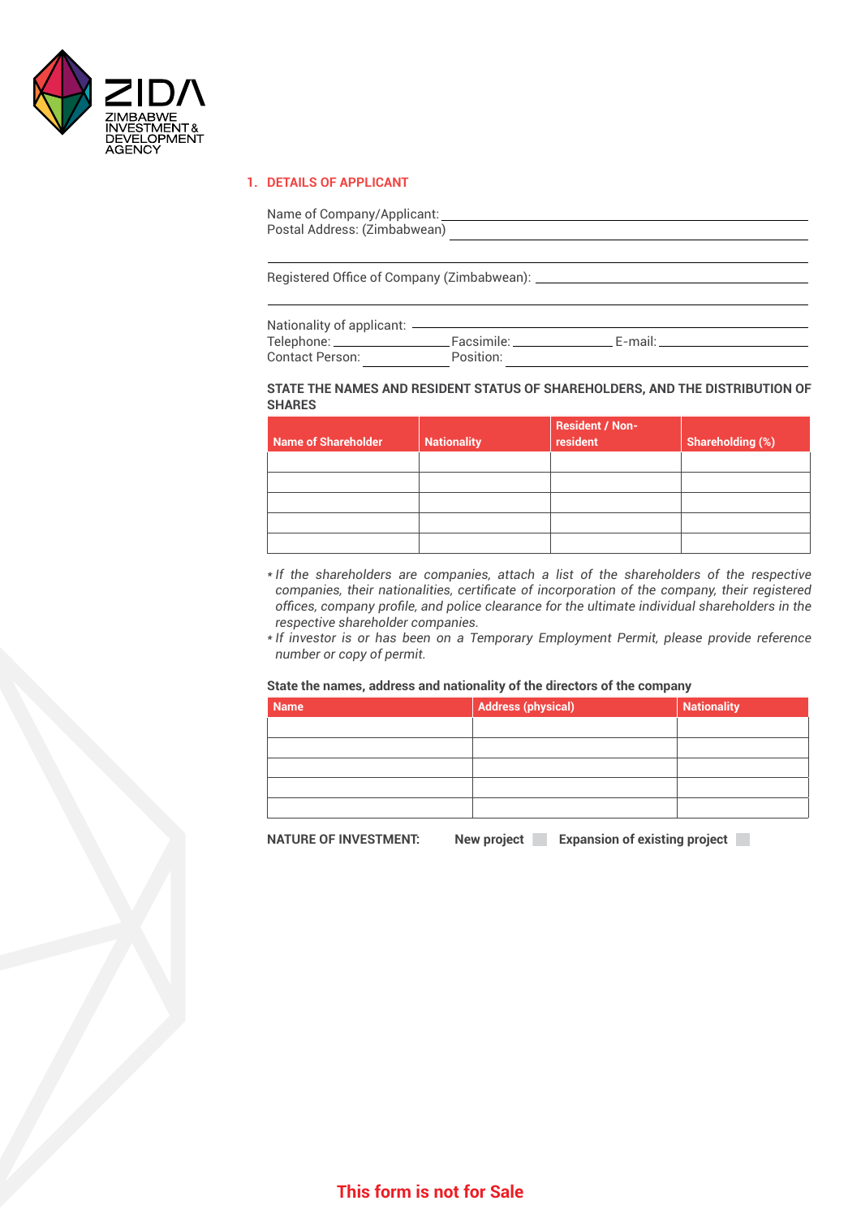ZIDA

ZIMBABWE INVESTMENT & DEVELOPMENT AGENCY

## 1. DETAILS OF APPLICANT

Name of Company/Applicant: ______________________________

Postal Address: (Zimbabwean) ______________________________

______________________________

Registered Office of Company (Zimbabwean): ______________________________

______________________________

Nationality of applicant: ______________________________

Telephone: ____________ Facsimile: ____________ E-mail: ____________

Contact Person: ____________ Position: ____________

**STATE THE NAMES AND RESIDENT STATUS OF SHAREHOLDERS, AND THE DISTRIBUTION OF SHARES**

| Name of Shareholder | Nationality | Resident / Non-resident | Shareholding (%) |
|---|---|---|---|
| | | | |
| | | | |
| | | | |
| | | | |
| | | | |

- *If the shareholders are companies, attach a list of the shareholders of the respective companies, their nationalities, certificate of incorporation of the company, their registered offices, company profile, and police clearance for the ultimate individual shareholders in the respective shareholder companies.*
- *If investor is or has been on a Temporary Employment Permit, please provide reference number or copy of permit.*

**State the names, address and nationality of the directors of the company**

| Name | Address (physical) | Nationality |
|---|---|---|
| | | |
| | | |
| | | |
| | | |
| | | |

**NATURE OF INVESTMENT:** **New project** ☐ **Expansion of existing project** ☐

**This form is not for Sale**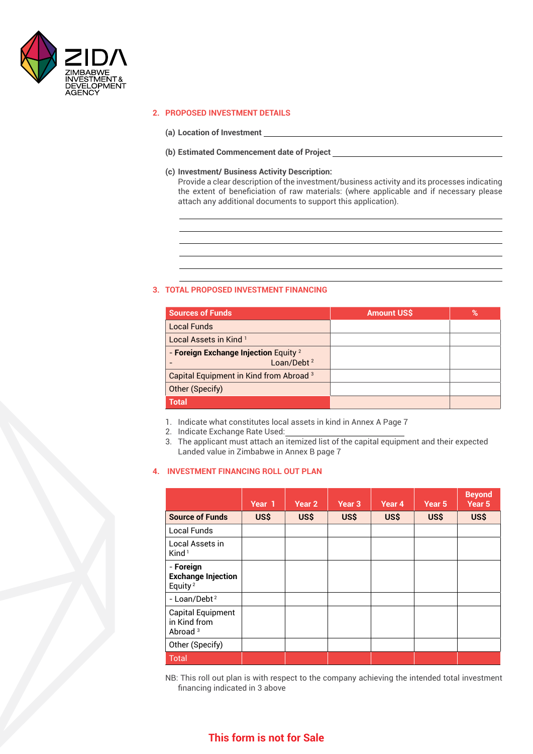## 2. PROPOSED INVESTMENT DETAILS

**(a) Location of Investment** ______________________________

**(b) Estimated Commencement date of Project** ______________________________

**(c) Investment/ Business Activity Description:**
Provide a clear description of the investment/business activity and its processes indicating the extent of beneficiation of raw materials: (where applicable and if necessary please attach any additional documents to support this application).

______________________________
______________________________
______________________________
______________________________
______________________________
______________________________

## 3. TOTAL PROPOSED INVESTMENT FINANCING

| Sources of Funds | Amount US$ | % |
|---|---|---|
| Local Funds | | |
| Local Assets in Kind [1] | | |
| - **Foreign Exchange Injection** Equity [2]<br>- Loan/Debt [2] | | |
| Capital Equipment in Kind from Abroad [3] | | |
| Other (Specify) | | |
| **Total** | | |

1. Indicate what constitutes local assets in kind in Annex A Page 7
2. Indicate Exchange Rate Used: ______________________
3. The applicant must attach an itemized list of the capital equipment and their expected Landed value in Zimbabwe in Annex B page 7

## 4. INVESTMENT FINANCING ROLL OUT PLAN

| | Year 1 | Year 2 | Year 3 | Year 4 | Year 5 | Beyond Year 5 |
|---|---|---|---|---|---|---|
| **Source of Funds** | **US$** | **US$** | **US$** | **US$** | **US$** | **US$** |
| Local Funds | | | | | | |
| Local Assets in Kind [1] | | | | | | |
| - **Foreign Exchange Injection** Equity [2] | | | | | | |
| - Loan/Debt [2] | | | | | | |
| Capital Equipment in Kind from Abroad [3] | | | | | | |
| Other (Specify) | | | | | | |
| Total | | | | | | |

NB: This roll out plan is with respect to the company achieving the intended total investment financing indicated in 3 above

**This form is not for Sale**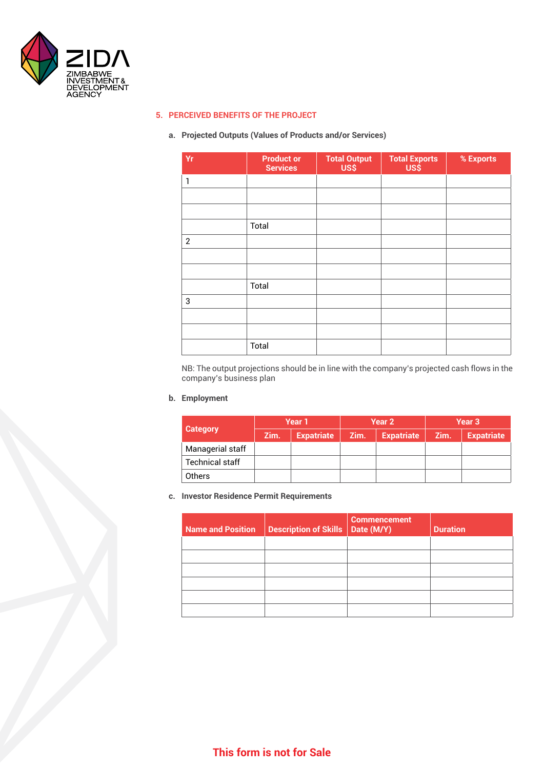## 5. PERCEIVED BENEFITS OF THE PROJECT

### a. Projected Outputs (Values of Products and/or Services)

| Yr | Product or Services | Total Output US$ | Total Exports US$ | % Exports |
|---|---|---|---|---|
| 1 | | | | |
| | | | | |
| | | | | |
| | Total | | | |
| 2 | | | | |
| | | | | |
| | | | | |
| | Total | | | |
| 3 | | | | |
| | | | | |
| | | | | |
| | Total | | | |

NB: The output projections should be in line with the company's projected cash flows in the company's business plan

### b. Employment

| Category | Year 1 | | Year 2 | | Year 3 | |
|---|---|---|---|---|---|---|
| | Zim. | Expatriate | Zim. | Expatriate | Zim. | Expatriate |
| Managerial staff | | | | | | |
| Technical staff | | | | | | |
| Others | | | | | | |

### c. Investor Residence Permit Requirements

| Name and Position | Description of Skills | Commencement Date (M/Y) | Duration |
|---|---|---|---|
| | | | |
| | | | |
| | | | |
| | | | |
| | | | |
| | | | |

This form is not for Sale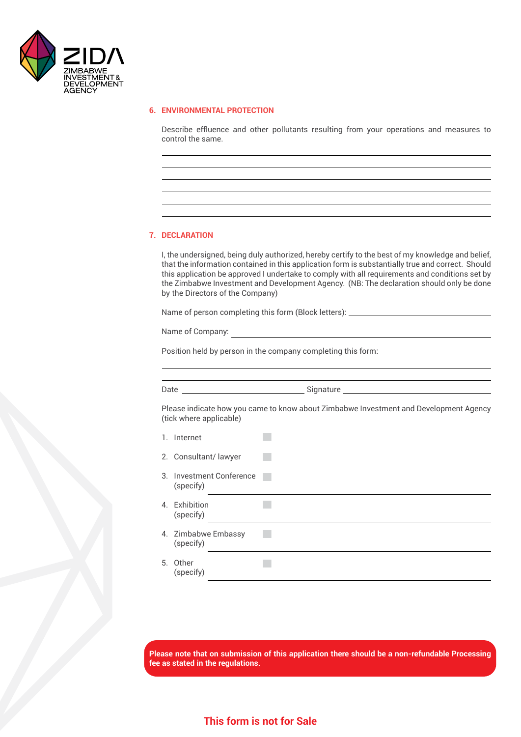## 6. ENVIRONMENTAL PROTECTION

Describe effluence and other pollutants resulting from your operations and measures to control the same.

______________________________________________________________________

______________________________________________________________________

______________________________________________________________________

______________________________________________________________________

______________________________________________________________________

______________________________________________________________________

## 7. DECLARATION

I, the undersigned, being duly authorized, hereby certify to the best of my knowledge and belief, that the information contained in this application form is substantially true and correct. Should this application be approved I undertake to comply with all requirements and conditions set by the Zimbabwe Investment and Development Agency. (NB: The declaration should only be done by the Directors of the Company)

Name of person completing this form (Block letters): ______________________________

Name of Company: ______________________________

Position held by person in the company completing this form:

______________________________________________________________________

______________________________________________________________________

Date ______________________ Signature ______________________

Please indicate how you came to know about Zimbabwe Investment and Development Agency (tick where applicable)

1. Internet ☐
2. Consultant/ lawyer ☐
3. Investment Conference ☐
   (specify) ______________________________
4. Exhibition ☐
   (specify) ______________________________
4. Zimbabwe Embassy ☐
   (specify) ______________________________
5. Other ☐
   (specify) ______________________________

**Please note that on submission of this application there should be a non-refundable Processing fee as stated in the regulations.**

**This form is not for Sale**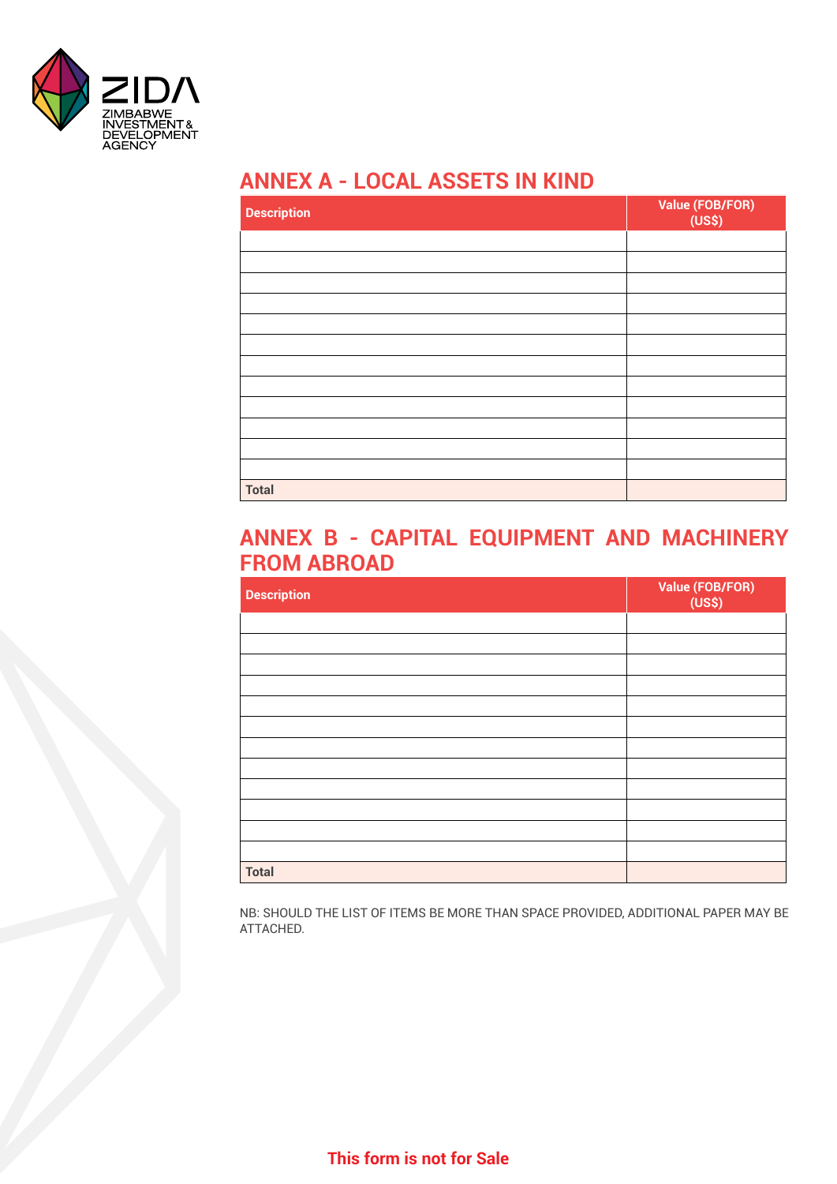## ANNEX A - LOCAL ASSETS IN KIND

| Description | Value (FOB/FOR) (US$) |
| --- | --- |
| | |
| | |
| | |
| | |
| | |
| | |
| | |
| | |
| | |
| | |
| | |
| | |
| **Total** | |

## ANNEX B - CAPITAL EQUIPMENT AND MACHINERY FROM ABROAD

| Description | Value (FOB/FOR) (US$) |
| --- | --- |
| | |
| | |
| | |
| | |
| | |
| | |
| | |
| | |
| | |
| | |
| | |
| | |
| **Total** | |

NB: SHOULD THE LIST OF ITEMS BE MORE THAN SPACE PROVIDED, ADDITIONAL PAPER MAY BE ATTACHED.

**This form is not for Sale**